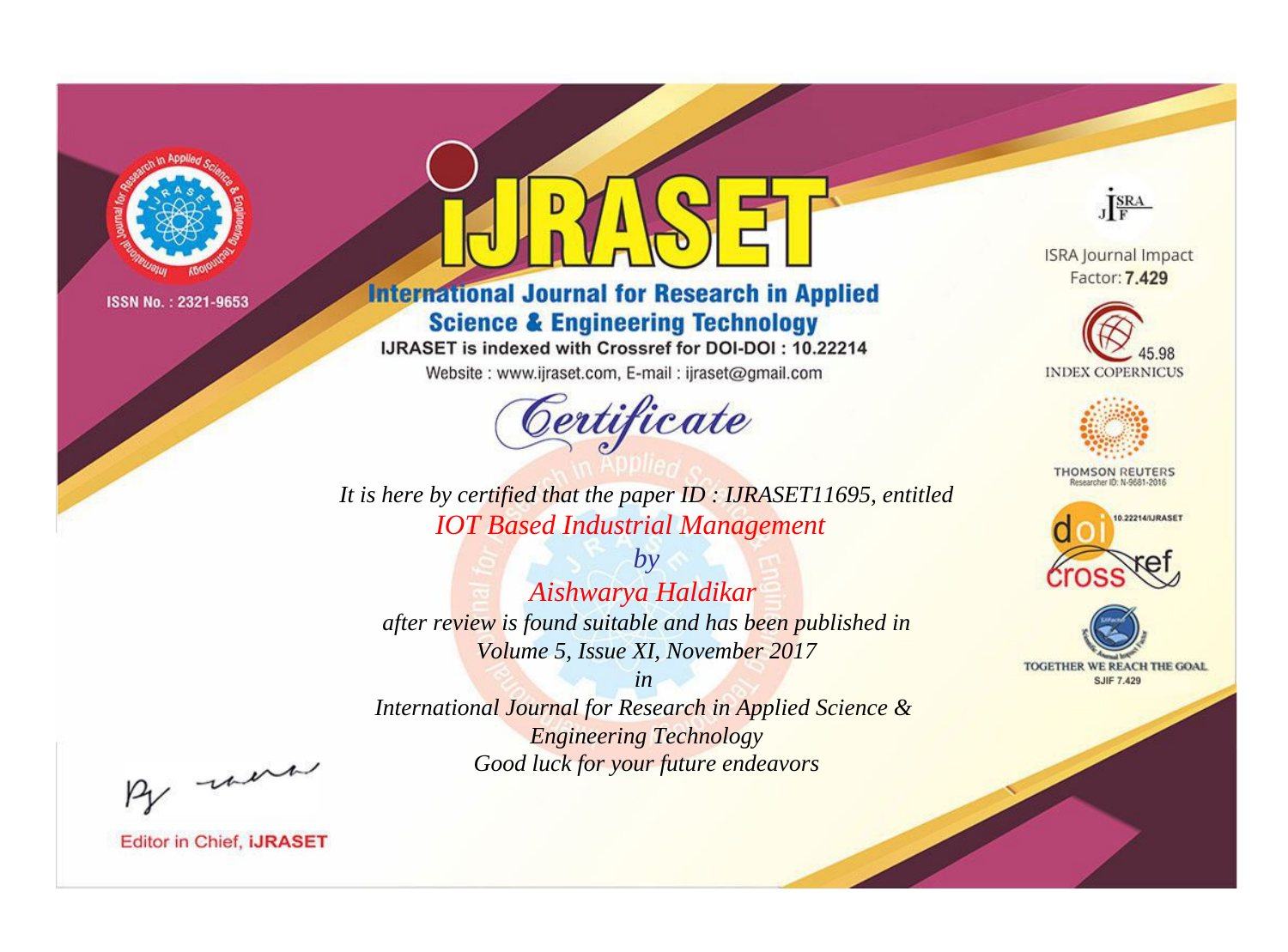ISSN No. : 2321-9653

# IJRASET

## International Journal for Research in Applied Science & Engineering Technology

IJRASET is indexed with Crossref for DOI-DOI : 10.22214

Website : www.ijraset.com, E-mail : ijraset@gmail.com

## *Certificate*

*It is here by certified that the paper ID : IJRASET11695, entitled*

*IOT Based Industrial Management*

*by*

*Aishwarya Haldikar*

*after review is found suitable and has been published in*

*Volume 5, Issue XI, November 2017*

*in*

*International Journal for Research in Applied Science & Engineering Technology*

*Good luck for your future endeavors*

ISRA Journal Impact Factor: **7.429**

45.98 INDEX COPERNICUS

THOMSON REUTERS Researcher ID: N-9681-2016

10.22214/IJRASET

TOGETHER WE REACH THE GOAL SJIF 7.429

Editor in Chief, **IJRASET**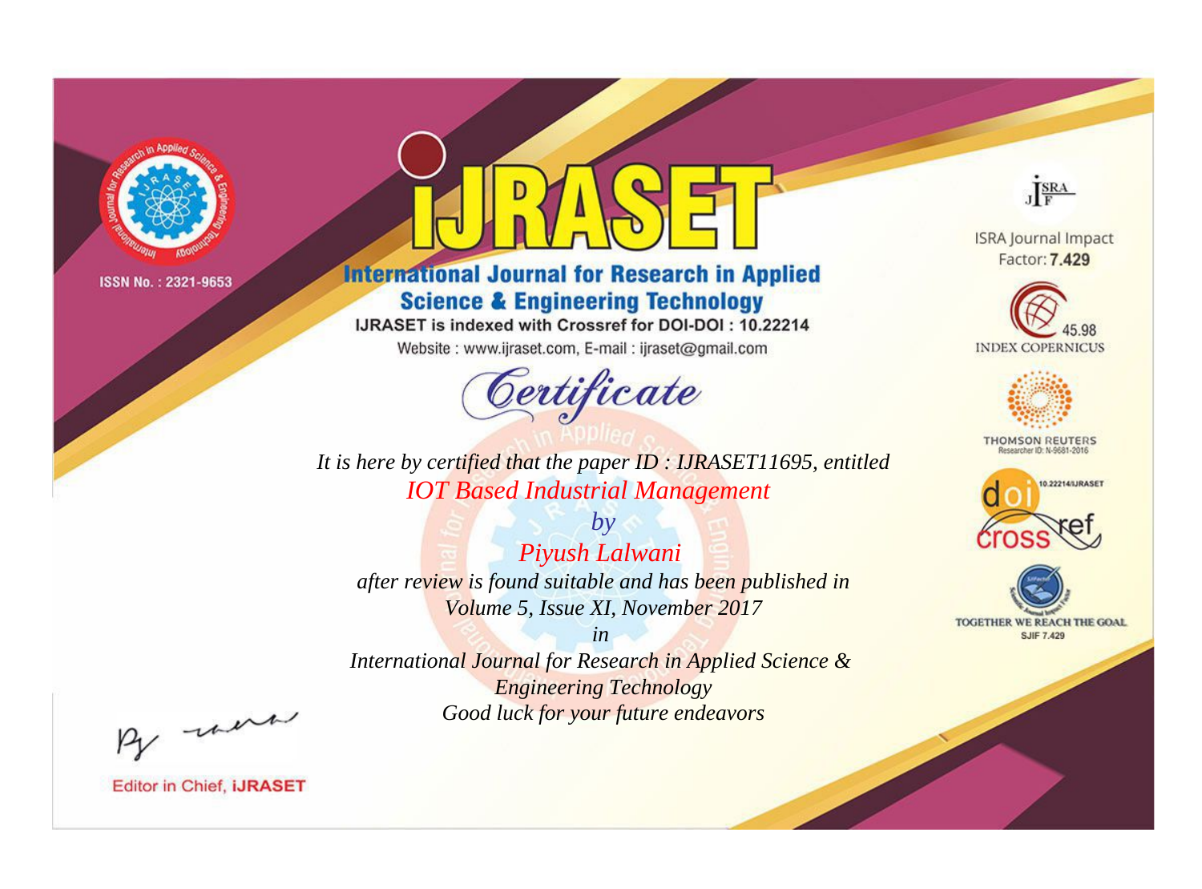ISSN No. : 2321-9653

# IJRASET

## International Journal for Research in Applied Science & Engineering Technology

IJRASET is indexed with Crossref for DOI-DOI : 10.22214

Website : www.ijraset.com, E-mail : ijraset@gmail.com

ISRA Journal Impact Factor: **7.429**

45.98 INDEX COPERNICUS

THOMSON REUTERS Researcher ID: N-9681-2016

10.22214/IJRASET

TOGETHER WE REACH THE GOAL SJIF 7.429

# *Certificate*

*It is here by certified that the paper ID : IJRASET11695, entitled*

*IOT Based Industrial Management*

*by*

*Piyush Lalwani*

*after review is found suitable and has been published in*

*Volume 5, Issue XI, November 2017*

*in*

*International Journal for Research in Applied Science & Engineering Technology*

*Good luck for your future endeavors*

Editor in Chief, **iJRASET**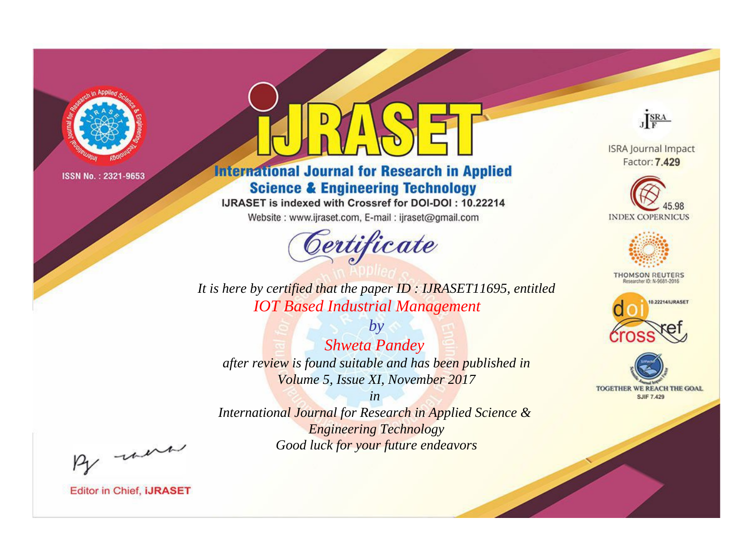ISSN No. : 2321-9653

# IJRASET

## International Journal for Research in Applied Science & Engineering Technology

IJRASET is indexed with Crossref for DOI-DOI : 10.22214

Website : www.ijraset.com, E-mail : ijraset@gmail.com

ISRA Journal Impact Factor: **7.429**

45.98 INDEX COPERNICUS

THOMSON REUTERS Researcher ID: N-9681-2016

10.22214/IJRASET

TOGETHER WE REACH THE GOAL SJIF 7.429

# *Certificate*

*It is here by certified that the paper ID : IJRASET11695, entitled*

*IOT Based Industrial Management*

*by*

*Shweta Pandey*

*after review is found suitable and has been published in*

*Volume 5, Issue XI, November 2017*

*in*

*International Journal for Research in Applied Science & Engineering Technology*

*Good luck for your future endeavors*

Editor in Chief, **iJRASET**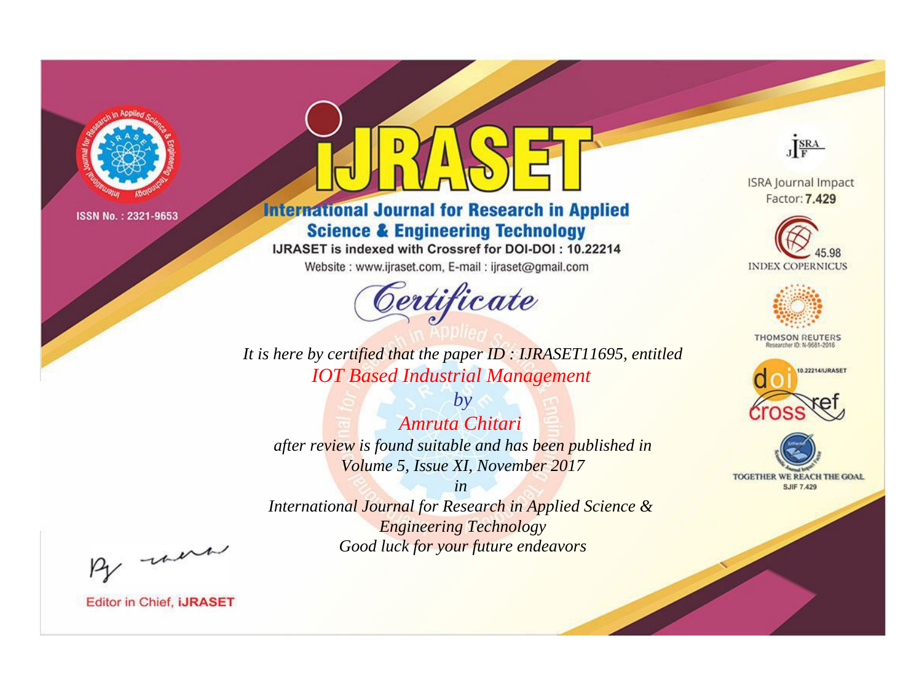ISSN No. : 2321-9653

# iJRASET

## International Journal for Research in Applied Science & Engineering Technology

IJRASET is indexed with Crossref for DOI-DOI : 10.22214

Website : www.ijraset.com, E-mail : ijraset@gmail.com

*Certificate*

*It is here by certified that the paper ID : IJRASET11695, entitled*

*IOT Based Industrial Management*

*by*

*Amruta Chitari*

*after review is found suitable and has been published in*

*Volume 5, Issue XI, November 2017*

*in*

*International Journal for Research in Applied Science & Engineering Technology*

*Good luck for your future endeavors*

ISRA Journal Impact Factor: **7.429**

45.98 INDEX COPERNICUS

THOMSON REUTERS

Researcher ID: N-9681-2016

10.22214/IJRASET

TOGETHER WE REACH THE GOAL

SJIF 7.429

Editor in Chief, **iJRASET**